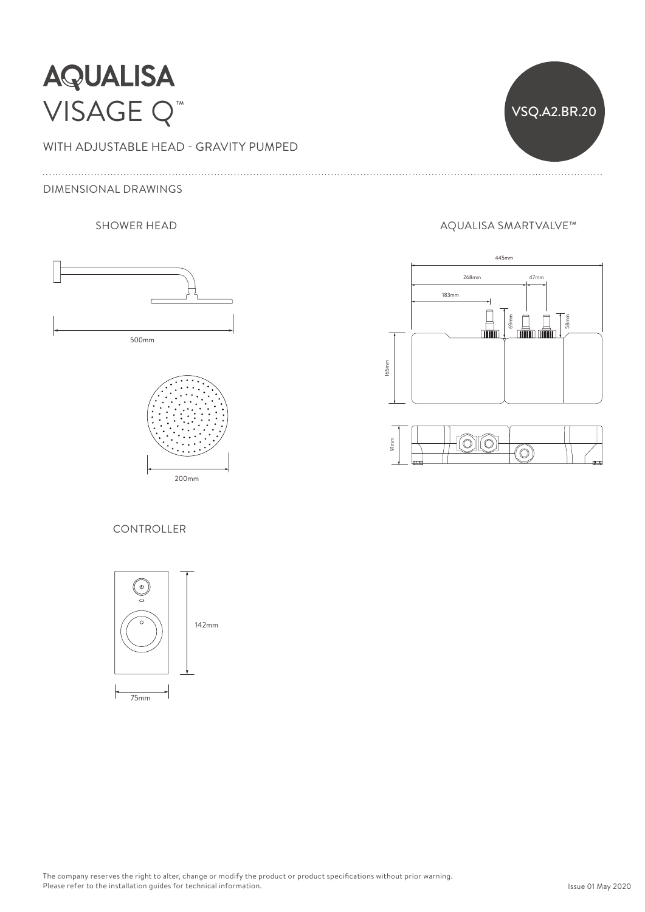# AQUALISA

# VISAGE Q™

VSQ.A2.BR.20

WITH ADJUSTABLE HEAD - GRAVITY PUMPED

## DIMENSIONAL DRAWINGS

### SHOWER HEAD

500mm

200mm

### AQUALISA SMARTVALVE™

445mm

268mm

47mm

183mm

69mm

58mm

165mm

91mm

### CONTROLLER

142mm

75mm

The company reserves the right to alter, change or modify the product or product specifications without prior warning.
Please refer to the installation guides for technical information.

Issue 01 May 2020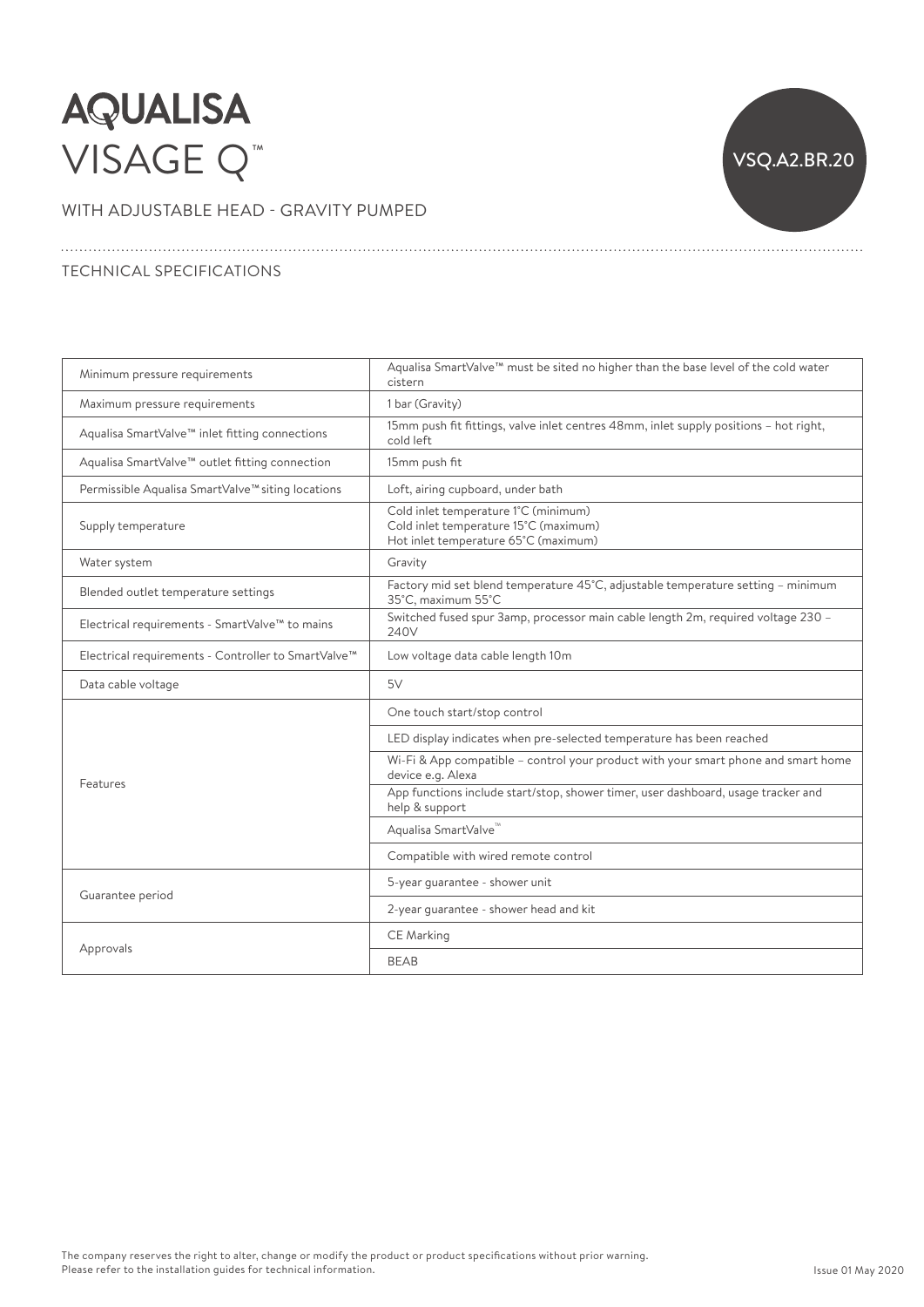# AQUALISA

# VISAGE Q™

VSQ.A2.BR.20

WITH ADJUSTABLE HEAD - GRAVITY PUMPED

TECHNICAL SPECIFICATIONS

| | |
|---|---|
| Minimum pressure requirements | Aqualisa SmartValve™ must be sited no higher than the base level of the cold water cistern |
| Maximum pressure requirements | 1 bar (Gravity) |
| Aqualisa SmartValve™ inlet fitting connections | 15mm push fit fittings, valve inlet centres 48mm, inlet supply positions – hot right, cold left |
| Aqualisa SmartValve™ outlet fitting connection | 15mm push fit |
| Permissible Aqualisa SmartValve™ siting locations | Loft, airing cupboard, under bath |
| Supply temperature | Cold inlet temperature 1°C (minimum)<br>Cold inlet temperature 15°C (maximum)<br>Hot inlet temperature 65°C (maximum) |
| Water system | Gravity |
| Blended outlet temperature settings | Factory mid set blend temperature 45°C, adjustable temperature setting – minimum 35°C, maximum 55°C |
| Electrical requirements - SmartValve™ to mains | Switched fused spur 3amp, processor main cable length 2m, required voltage 230 – 240V |
| Electrical requirements - Controller to SmartValve™ | Low voltage data cable length 10m |
| Data cable voltage | 5V |
| Features | One touch start/stop control |
| | LED display indicates when pre-selected temperature has been reached |
| | Wi-Fi & App compatible – control your product with your smart phone and smart home device e.g. Alexa |
| | App functions include start/stop, shower timer, user dashboard, usage tracker and help & support |
| | Aqualisa SmartValve™ |
| | Compatible with wired remote control |
| Guarantee period | 5-year guarantee - shower unit |
| | 2-year guarantee - shower head and kit |
| Approvals | CE Marking |
| | BEAB |

The company reserves the right to alter, change or modify the product or product specifications without prior warning.
Please refer to the installation guides for technical information.

Issue 01 May 2020